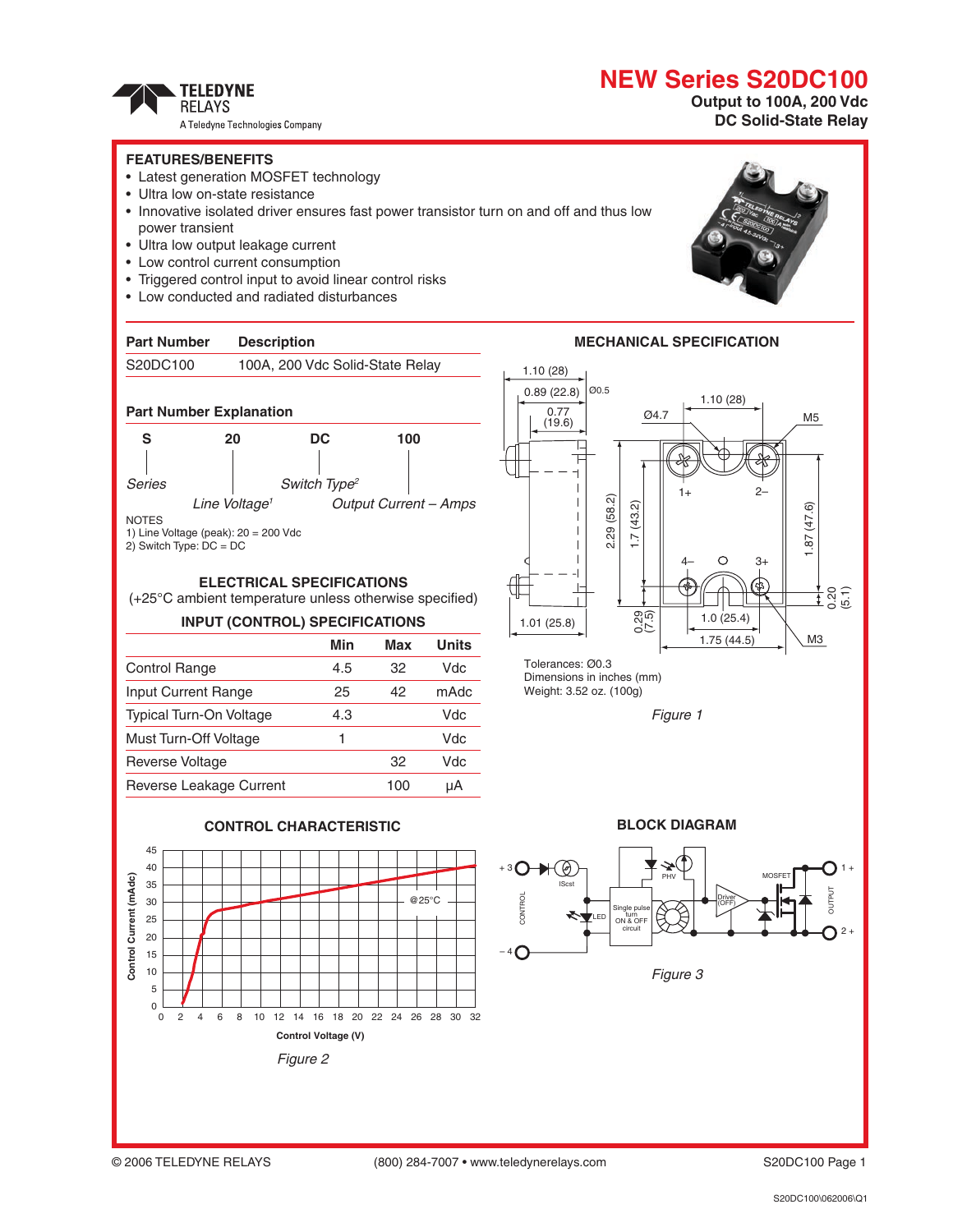# NEW Series S20DC100

**Output to 100A, 200 Vdc**
**DC Solid-State Relay**

TELEDYNE RELAYS
A Teledyne Technologies Company

## FEATURES/BENEFITS

- Latest generation MOSFET technology
- Ultra low on-state resistance
- Innovative isolated driver ensures fast power transistor turn on and off and thus low power transient
- Ultra low output leakage current
- Low control current consumption
- Triggered control input to avoid linear control risks
- Low conducted and radiated disturbances

| Part Number | Description |
|---|---|
| S20DC100 | 100A, 200 Vdc Solid-State Relay |

### Part Number Explanation

| S | 20 | DC | 100 |
|---|---|---|---|
| *Series* | *Line Voltage*[1] | *Switch Type*[2] | *Output Current – Amps* |

NOTES
1) Line Voltage (peak): 20 = 200 Vdc
2) Switch Type: DC = DC

## ELECTRICAL SPECIFICATIONS

(+25°C ambient temperature unless otherwise specified)

### INPUT (CONTROL) SPECIFICATIONS

| | Min | Max | Units |
|---|---|---|---|
| Control Range | 4.5 | 32 | Vdc |
| Input Current Range | 25 | 42 | mAdc |
| Typical Turn-On Voltage | 4.3 | | Vdc |
| Must Turn-Off Voltage | 1 | | Vdc |
| Reverse Voltage | | 32 | Vdc |
| Reverse Leakage Current | | 100 | µA |

## MECHANICAL SPECIFICATION

Tolerances: Ø0.3
Dimensions in inches (mm)
Weight: 3.52 oz. (100g)

*Figure 1*

## CONTROL CHARACTERISTIC

*Figure 2*

## BLOCK DIAGRAM

*Figure 3*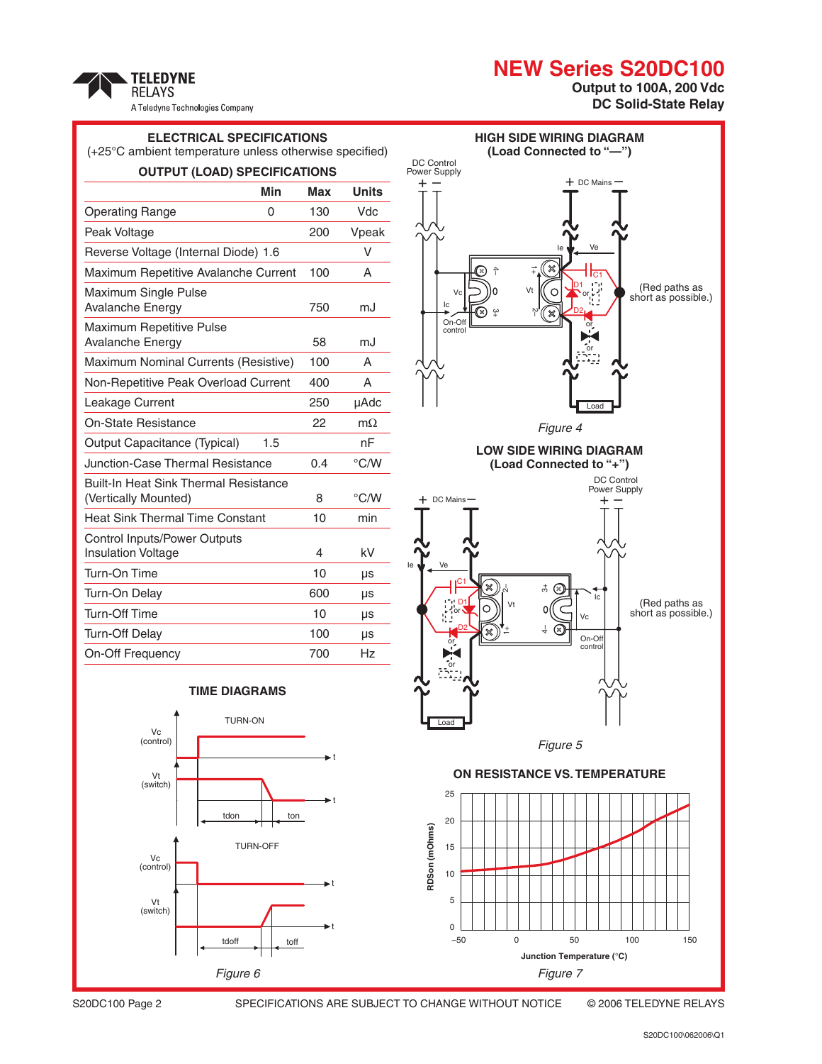## ELECTRICAL SPECIFICATIONS

(+25°C ambient temperature unless otherwise specified)

### OUTPUT (LOAD) SPECIFICATIONS

| | Min | Max | Units |
|---|---|---|---|
| Operating Range | 0 | 130 | Vdc |
| Peak Voltage | | 200 | Vpeak |
| Reverse Voltage (Internal Diode) | 1.6 | | V |
| Maximum Repetitive Avalanche Current | | 100 | A |
| Maximum Single Pulse Avalanche Energy | | 750 | mJ |
| Maximum Repetitive Pulse Avalanche Energy | | 58 | mJ |
| Maximum Nominal Currents (Resistive) | | 100 | A |
| Non-Repetitive Peak Overload Current | | 400 | A |
| Leakage Current | | 250 | µAdc |
| On-State Resistance | | 22 | mΩ |
| Output Capacitance (Typical) | 1.5 | | nF |
| Junction-Case Thermal Resistance | | 0.4 | °C/W |
| Built-In Heat Sink Thermal Resistance (Vertically Mounted) | | 8 | °C/W |
| Heat Sink Thermal Time Constant | | 10 | min |
| Control Inputs/Power Outputs Insulation Voltage | | 4 | kV |
| Turn-On Time | | 10 | µs |
| Turn-On Delay | | 600 | µs |
| Turn-Off Time | | 10 | µs |
| Turn-Off Delay | | 100 | µs |
| On-Off Frequency | | 700 | Hz |

### TIME DIAGRAMS

Figure 6

### HIGH SIDE WIRING DIAGRAM (Load Connected to "—")

(Red paths as short as possible.)

Figure 4

### LOW SIDE WIRING DIAGRAM (Load Connected to "+")

(Red paths as short as possible.)

Figure 5

### ON RESISTANCE VS. TEMPERATURE

Figure 7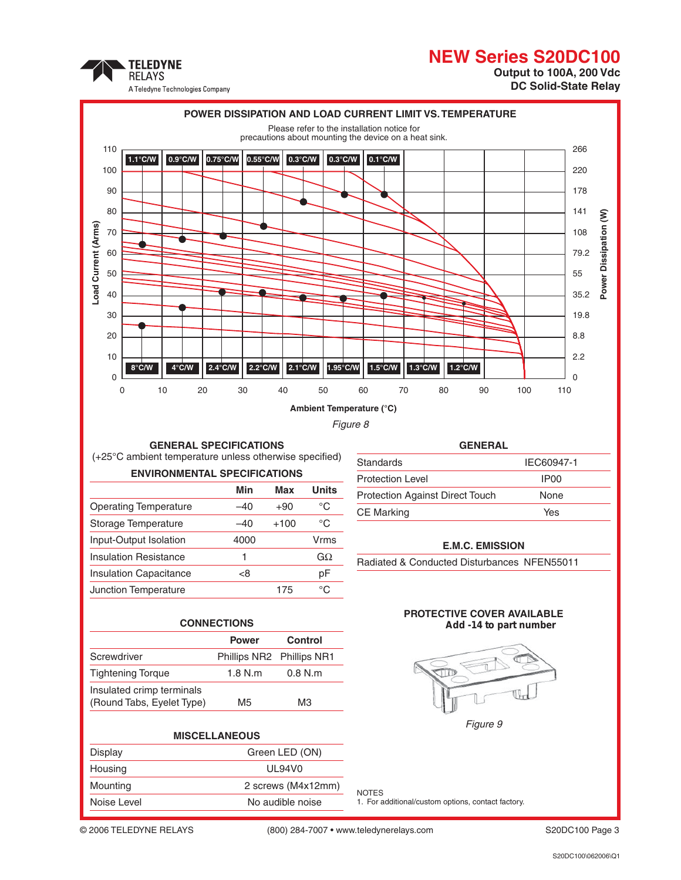# NEW Series S20DC100

**Output to 100A, 200 Vdc**
**DC Solid-State Relay**

## POWER DISSIPATION AND LOAD CURRENT LIMIT VS. TEMPERATURE

Please refer to the installation notice for precautions about mounting the device on a heat sink.

1.1°C/W 0.9°C/W 0.75°C/W 0.55°C/W 0.3°C/W 0.3°C/W 0.1°C/W

8°C/W 4°C/W 2.4°C/W 2.2°C/W 2.1°C/W 1.95°C/W 1.5°C/W 1.3°C/W 1.2°C/W

Load Current (Arms): 0 10 20 30 40 50 60 70 80 90 100 110

Power Dissipation (W): 0 2.2 8.8 19.8 35.2 55 79.2 108 141 178 220 266

Ambient Temperature (°C): 0 10 20 30 40 50 60 70 80 90 100 110

*Figure 8*

### GENERAL SPECIFICATIONS

(+25°C ambient temperature unless otherwise specified)

### ENVIRONMENTAL SPECIFICATIONS

| | Min | Max | Units |
|---|---|---|---|
| Operating Temperature | –40 | +90 | °C |
| Storage Temperature | –40 | +100 | °C |
| Input-Output Isolation | 4000 | | Vrms |
| Insulation Resistance | 1 | | GΩ |
| Insulation Capacitance | <8 | | pF |
| Junction Temperature | | 175 | °C |

### CONNECTIONS

| | Power | Control |
|---|---|---|
| Screwdriver | Phillips NR2 | Phillips NR1 |
| Tightening Torque | 1.8 N.m | 0.8 N.m |
| Insulated crimp terminals (Round Tabs, Eyelet Type) | M5 | M3 |

### MISCELLANEOUS

| | |
|---|---|
| Display | Green LED (ON) |
| Housing | UL94V0 |
| Mounting | 2 screws (M4x12mm) |
| Noise Level | No audible noise |

### GENERAL

| | |
|---|---|
| Standards | IEC60947-1 |
| Protection Level | IP00 |
| Protection Against Direct Touch | None |
| CE Marking | Yes |

### E.M.C. EMISSION

| | |
|---|---|
| Radiated & Conducted Disturbances | NFEN55011 |

### PROTECTIVE COVER AVAILABLE

**Add -14 to part number**

*Figure 9*

NOTES
1. For additional/custom options, contact factory.